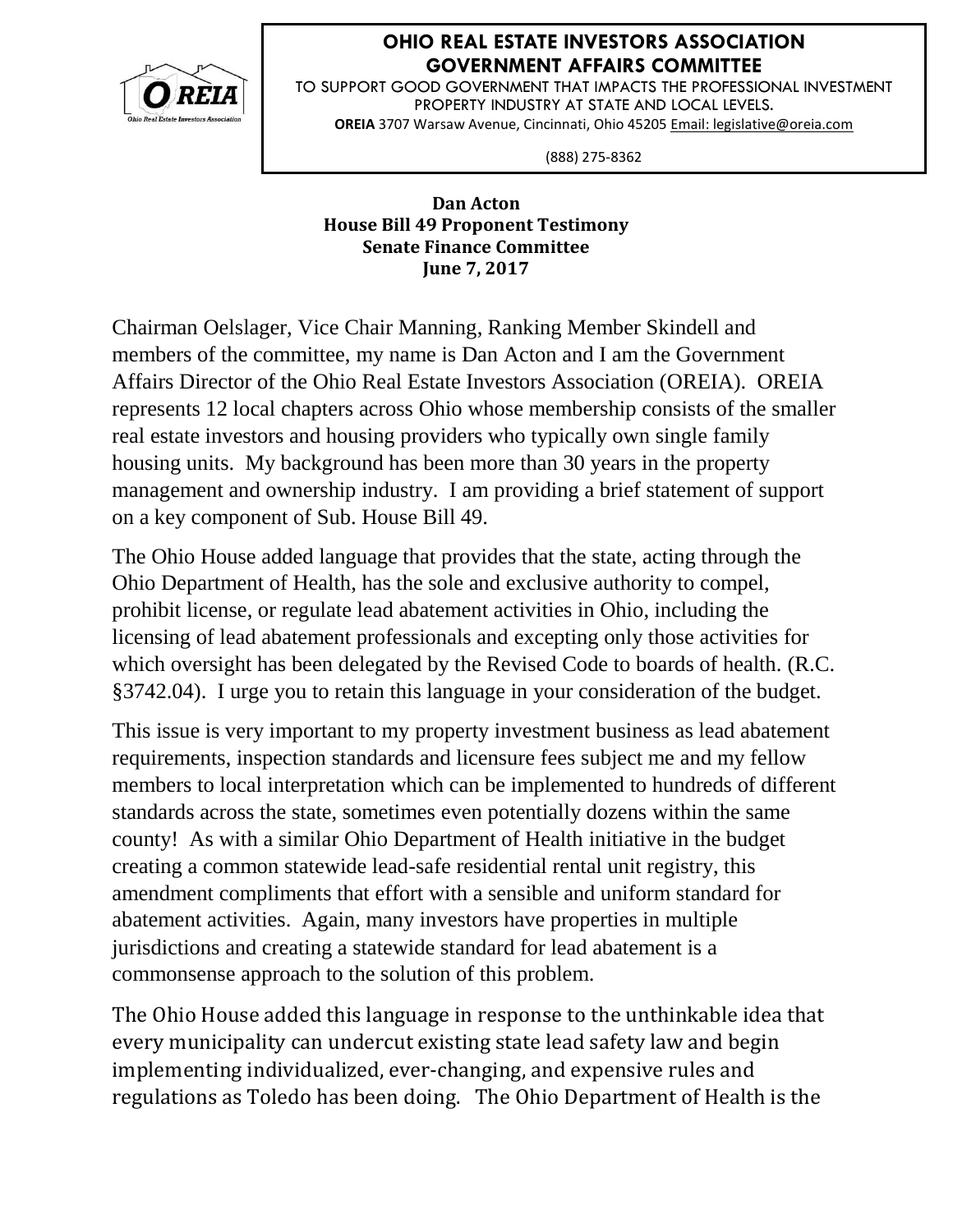**OHIO REAL ESTATE INVESTORS ASSOCIATION**
**GOVERNMENT AFFAIRS COMMITTEE**

TO SUPPORT GOOD GOVERNMENT THAT IMPACTS THE PROFESSIONAL INVESTMENT PROPERTY INDUSTRY AT STATE AND LOCAL LEVELS.

**OREIA** 3707 Warsaw Avenue, Cincinnati, Ohio 45205 Email: legislative@oreia.com

(888) 275-8362

**Dan Acton**
**House Bill 49 Proponent Testimony**
**Senate Finance Committee**
**June 7, 2017**

Chairman Oelslager, Vice Chair Manning, Ranking Member Skindell and members of the committee, my name is Dan Acton and I am the Government Affairs Director of the Ohio Real Estate Investors Association (OREIA). OREIA represents 12 local chapters across Ohio whose membership consists of the smaller real estate investors and housing providers who typically own single family housing units. My background has been more than 30 years in the property management and ownership industry. I am providing a brief statement of support on a key component of Sub. House Bill 49.

The Ohio House added language that provides that the state, acting through the Ohio Department of Health, has the sole and exclusive authority to compel, prohibit license, or regulate lead abatement activities in Ohio, including the licensing of lead abatement professionals and excepting only those activities for which oversight has been delegated by the Revised Code to boards of health. (R.C. §3742.04). I urge you to retain this language in your consideration of the budget.

This issue is very important to my property investment business as lead abatement requirements, inspection standards and licensure fees subject me and my fellow members to local interpretation which can be implemented to hundreds of different standards across the state, sometimes even potentially dozens within the same county! As with a similar Ohio Department of Health initiative in the budget creating a common statewide lead-safe residential rental unit registry, this amendment compliments that effort with a sensible and uniform standard for abatement activities. Again, many investors have properties in multiple jurisdictions and creating a statewide standard for lead abatement is a commonsense approach to the solution of this problem.

The Ohio House added this language in response to the unthinkable idea that every municipality can undercut existing state lead safety law and begin implementing individualized, ever-changing, and expensive rules and regulations as Toledo has been doing. The Ohio Department of Health is the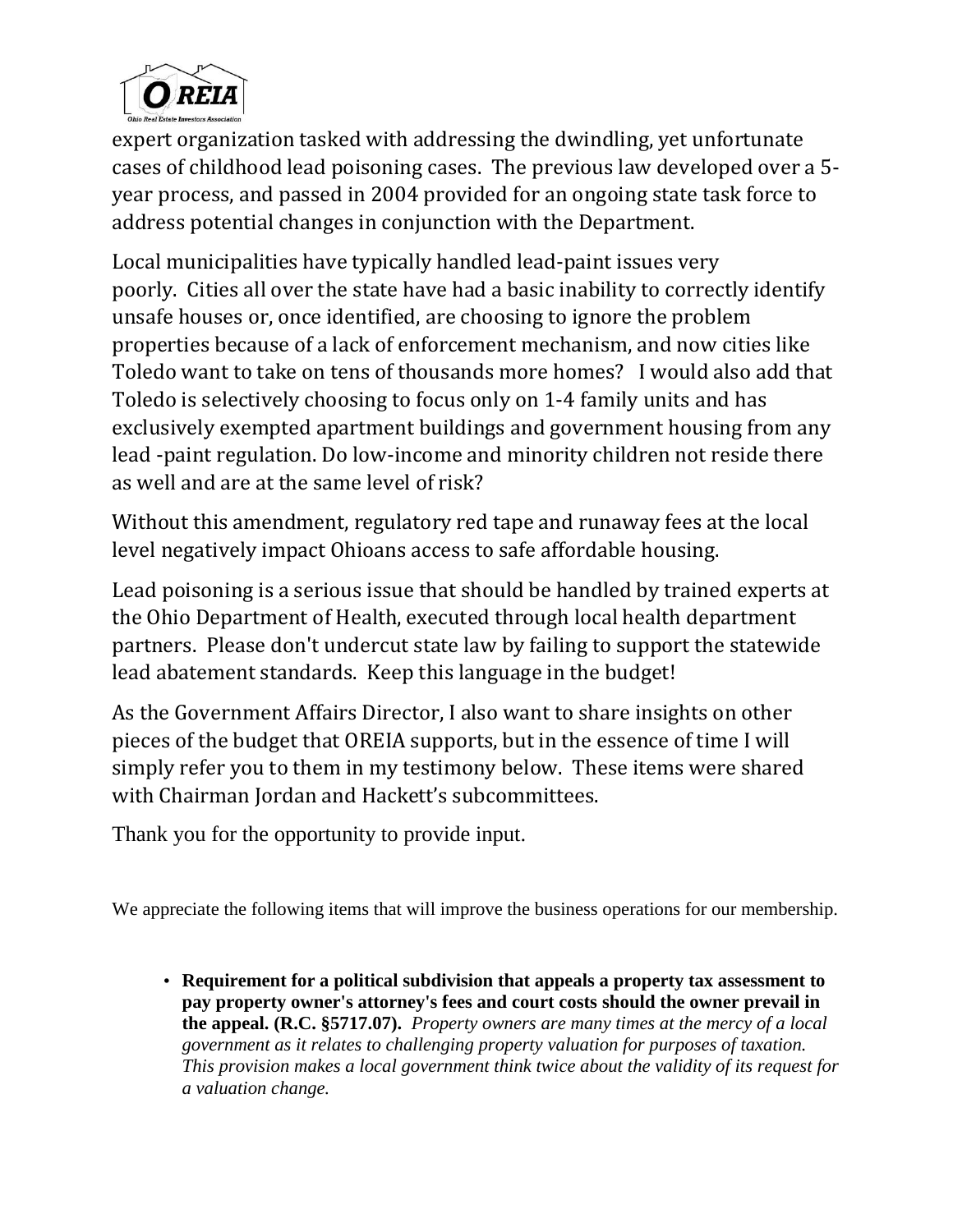expert organization tasked with addressing the dwindling, yet unfortunate cases of childhood lead poisoning cases. The previous law developed over a 5-year process, and passed in 2004 provided for an ongoing state task force to address potential changes in conjunction with the Department.

Local municipalities have typically handled lead-paint issues very poorly. Cities all over the state have had a basic inability to correctly identify unsafe houses or, once identified, are choosing to ignore the problem properties because of a lack of enforcement mechanism, and now cities like Toledo want to take on tens of thousands more homes? I would also add that Toledo is selectively choosing to focus only on 1-4 family units and has exclusively exempted apartment buildings and government housing from any lead -paint regulation. Do low-income and minority children not reside there as well and are at the same level of risk?

Without this amendment, regulatory red tape and runaway fees at the local level negatively impact Ohioans access to safe affordable housing.

Lead poisoning is a serious issue that should be handled by trained experts at the Ohio Department of Health, executed through local health department partners. Please don't undercut state law by failing to support the statewide lead abatement standards. Keep this language in the budget!

As the Government Affairs Director, I also want to share insights on other pieces of the budget that OREIA supports, but in the essence of time I will simply refer you to them in my testimony below. These items were shared with Chairman Jordan and Hackett's subcommittees.

Thank you for the opportunity to provide input.

We appreciate the following items that will improve the business operations for our membership.

- **Requirement for a political subdivision that appeals a property tax assessment to pay property owner's attorney's fees and court costs should the owner prevail in the appeal. (R.C. §5717.07).** *Property owners are many times at the mercy of a local government as it relates to challenging property valuation for purposes of taxation. This provision makes a local government think twice about the validity of its request for a valuation change.*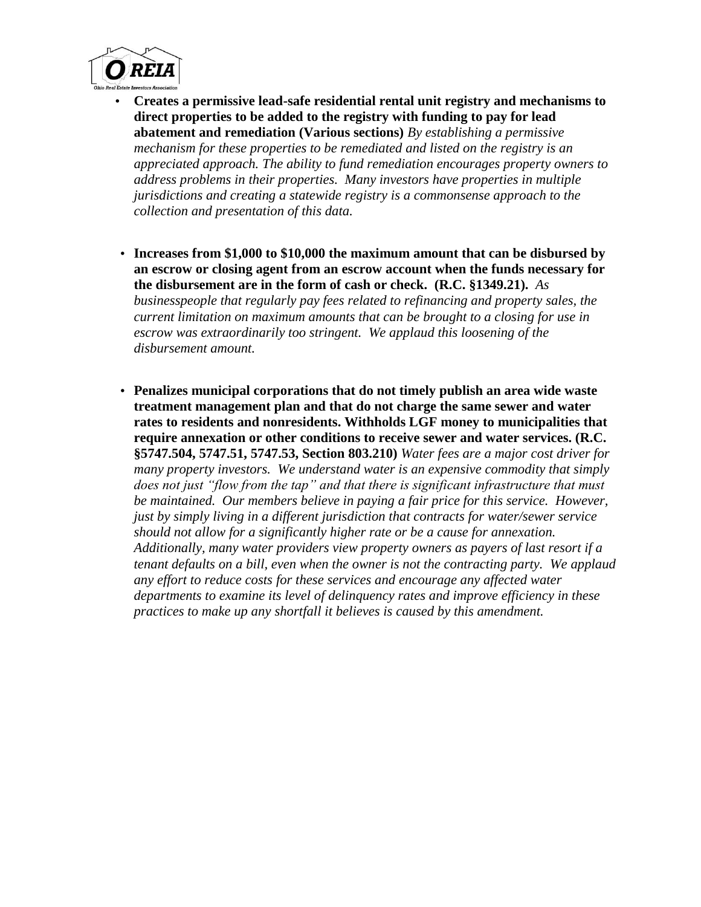- **Creates a permissive lead-safe residential rental unit registry and mechanisms to direct properties to be added to the registry with funding to pay for lead abatement and remediation (Various sections)** *By establishing a permissive mechanism for these properties to be remediated and listed on the registry is an appreciated approach. The ability to fund remediation encourages property owners to address problems in their properties. Many investors have properties in multiple jurisdictions and creating a statewide registry is a commonsense approach to the collection and presentation of this data.*

- **Increases from $1,000 to $10,000 the maximum amount that can be disbursed by an escrow or closing agent from an escrow account when the funds necessary for the disbursement are in the form of cash or check. (R.C. §1349.21).** *As businesspeople that regularly pay fees related to refinancing and property sales, the current limitation on maximum amounts that can be brought to a closing for use in escrow was extraordinarily too stringent. We applaud this loosening of the disbursement amount.*

- **Penalizes municipal corporations that do not timely publish an area wide waste treatment management plan and that do not charge the same sewer and water rates to residents and nonresidents. Withholds LGF money to municipalities that require annexation or other conditions to receive sewer and water services. (R.C. §5747.504, 5747.51, 5747.53, Section 803.210)** *Water fees are a major cost driver for many property investors. We understand water is an expensive commodity that simply does not just "flow from the tap" and that there is significant infrastructure that must be maintained. Our members believe in paying a fair price for this service. However, just by simply living in a different jurisdiction that contracts for water/sewer service should not allow for a significantly higher rate or be a cause for annexation. Additionally, many water providers view property owners as payers of last resort if a tenant defaults on a bill, even when the owner is not the contracting party. We applaud any effort to reduce costs for these services and encourage any affected water departments to examine its level of delinquency rates and improve efficiency in these practices to make up any shortfall it believes is caused by this amendment.*